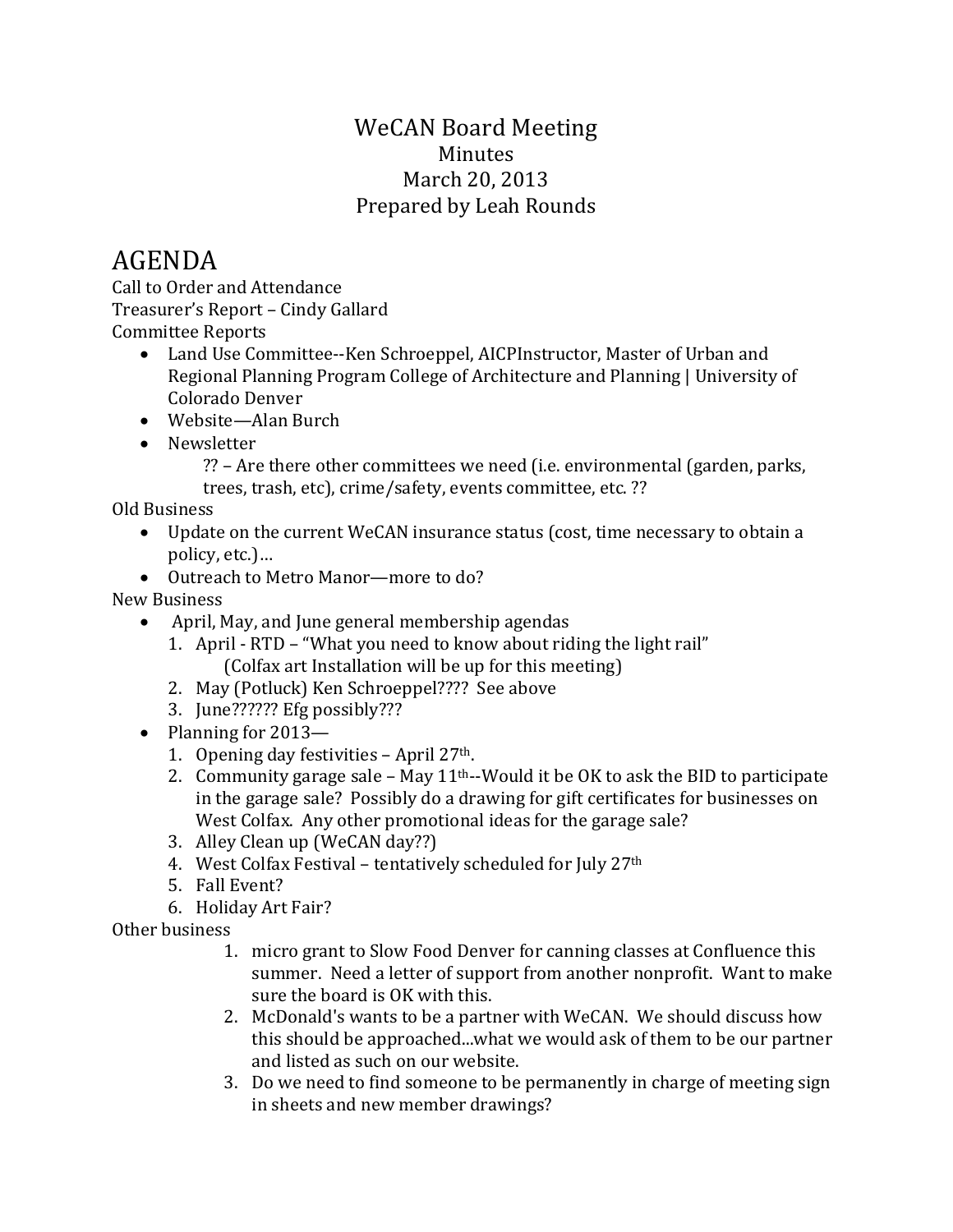# WeCAN Board Meeting

Minutes

March 20, 2013

Prepared by Leah Rounds

# AGENDA

Call to Order and Attendance

Treasurer's Report – Cindy Gallard

Committee Reports

- Land Use Committee--Ken Schroeppel, AICPInstructor, Master of Urban and Regional Planning Program College of Architecture and Planning | University of Colorado Denver
- Website—Alan Burch
- Newsletter

    ?? – Are there other committees we need (i.e. environmental (garden, parks, trees, trash, etc), crime/safety, events committee, etc. ??

Old Business

- Update on the current WeCAN insurance status (cost, time necessary to obtain a policy, etc.)…
- Outreach to Metro Manor—more to do?

New Business

- April, May, and June general membership agendas
    1. April - RTD – "What you need to know about riding the light rail"
    
        (Colfax art Installation will be up for this meeting)
    2. May (Potluck) Ken Schroeppel???? See above
    3. June?????? Efg possibly???
- Planning for 2013—
    1. Opening day festivities – April 27th.
    2. Community garage sale – May 11th--Would it be OK to ask the BID to participate in the garage sale? Possibly do a drawing for gift certificates for businesses on West Colfax. Any other promotional ideas for the garage sale?
    3. Alley Clean up (WeCAN day??)
    4. West Colfax Festival – tentatively scheduled for July 27th
    5. Fall Event?
    6. Holiday Art Fair?

Other business

1. micro grant to Slow Food Denver for canning classes at Confluence this summer. Need a letter of support from another nonprofit. Want to make sure the board is OK with this.
2. McDonald's wants to be a partner with WeCAN. We should discuss how this should be approached...what we would ask of them to be our partner and listed as such on our website.
3. Do we need to find someone to be permanently in charge of meeting sign in sheets and new member drawings?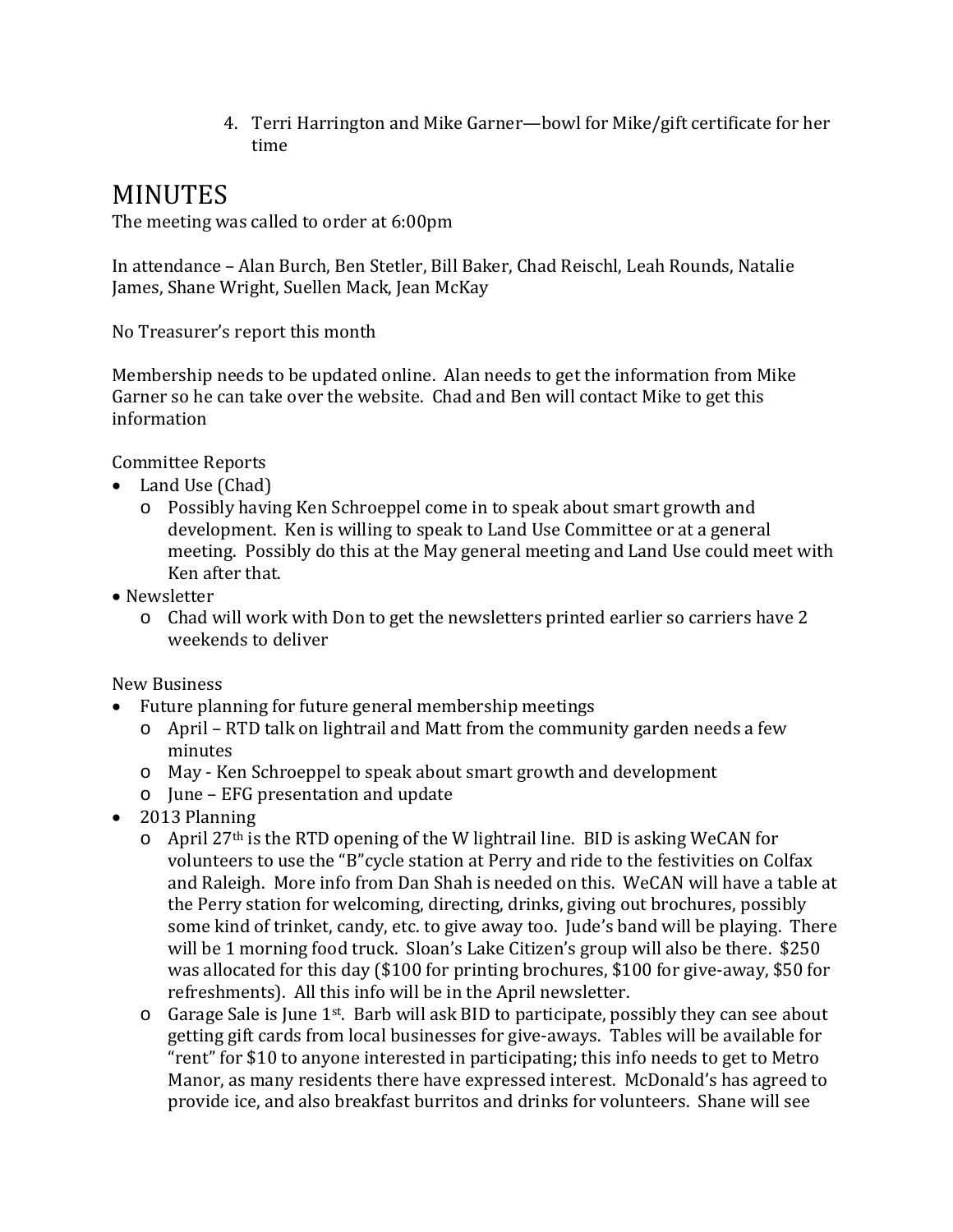4. Terri Harrington and Mike Garner—bowl for Mike/gift certificate for her time

# MINUTES

The meeting was called to order at 6:00pm

In attendance – Alan Burch, Ben Stetler, Bill Baker, Chad Reischl, Leah Rounds, Natalie James, Shane Wright, Suellen Mack, Jean McKay

No Treasurer's report this month

Membership needs to be updated online. Alan needs to get the information from Mike Garner so he can take over the website. Chad and Ben will contact Mike to get this information

Committee Reports

- Land Use (Chad)
  - Possibly having Ken Schroeppel come in to speak about smart growth and development. Ken is willing to speak to Land Use Committee or at a general meeting. Possibly do this at the May general meeting and Land Use could meet with Ken after that.
- Newsletter
  - Chad will work with Don to get the newsletters printed earlier so carriers have 2 weekends to deliver

New Business

- Future planning for future general membership meetings
  - April – RTD talk on lightrail and Matt from the community garden needs a few minutes
  - May - Ken Schroeppel to speak about smart growth and development
  - June – EFG presentation and update
- 2013 Planning
  - April 27th is the RTD opening of the W lightrail line. BID is asking WeCAN for volunteers to use the "B"cycle station at Perry and ride to the festivities on Colfax and Raleigh. More info from Dan Shah is needed on this. WeCAN will have a table at the Perry station for welcoming, directing, drinks, giving out brochures, possibly some kind of trinket, candy, etc. to give away too. Jude's band will be playing. There will be 1 morning food truck. Sloan's Lake Citizen's group will also be there. $250 was allocated for this day ($100 for printing brochures, $100 for give-away, $50 for refreshments). All this info will be in the April newsletter.
  - Garage Sale is June 1st. Barb will ask BID to participate, possibly they can see about getting gift cards from local businesses for give-aways. Tables will be available for "rent" for $10 to anyone interested in participating; this info needs to get to Metro Manor, as many residents there have expressed interest. McDonald's has agreed to provide ice, and also breakfast burritos and drinks for volunteers. Shane will see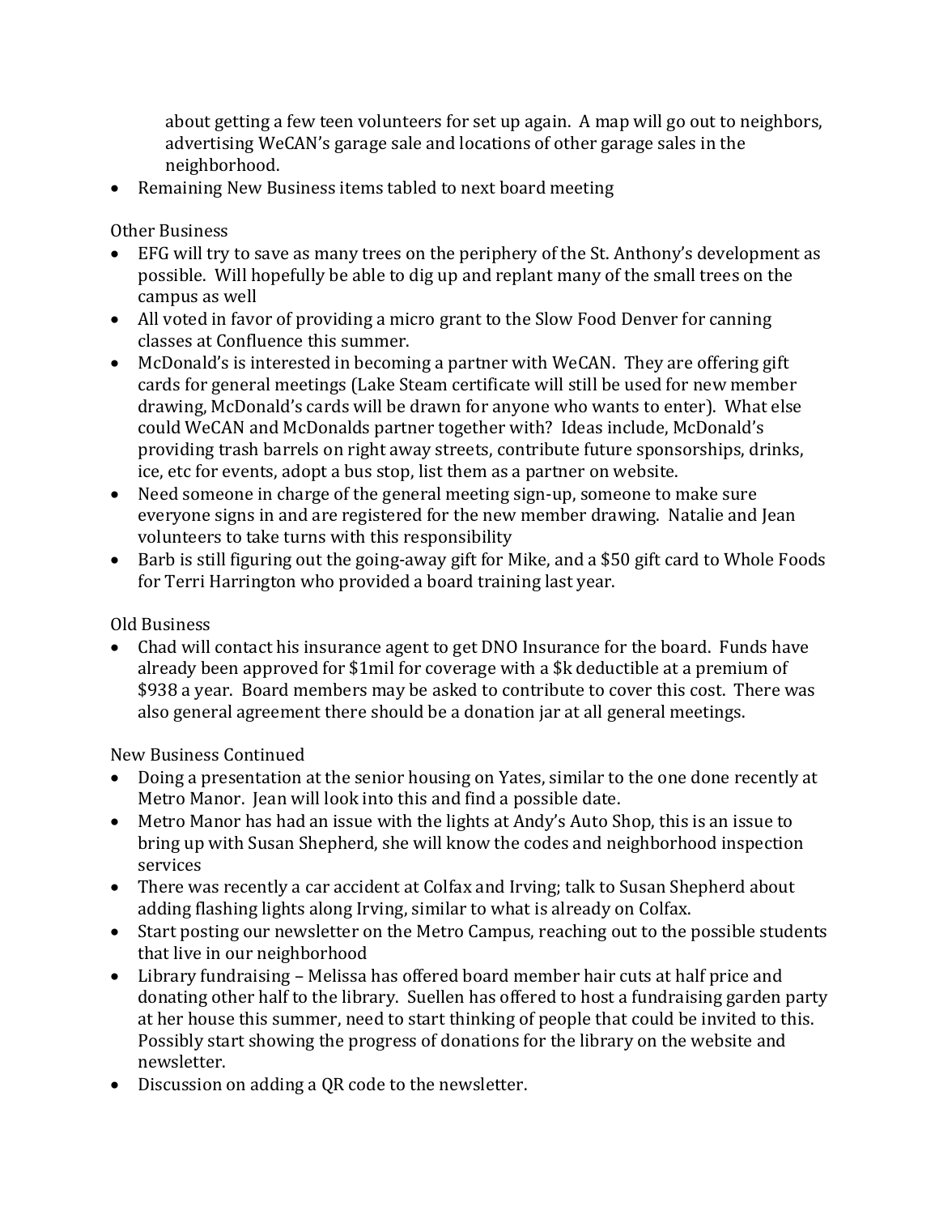about getting a few teen volunteers for set up again. A map will go out to neighbors, advertising WeCAN's garage sale and locations of other garage sales in the neighborhood.

- Remaining New Business items tabled to next board meeting

Other Business

- EFG will try to save as many trees on the periphery of the St. Anthony's development as possible. Will hopefully be able to dig up and replant many of the small trees on the campus as well
- All voted in favor of providing a micro grant to the Slow Food Denver for canning classes at Confluence this summer.
- McDonald's is interested in becoming a partner with WeCAN. They are offering gift cards for general meetings (Lake Steam certificate will still be used for new member drawing, McDonald's cards will be drawn for anyone who wants to enter). What else could WeCAN and McDonalds partner together with? Ideas include, McDonald's providing trash barrels on right away streets, contribute future sponsorships, drinks, ice, etc for events, adopt a bus stop, list them as a partner on website.
- Need someone in charge of the general meeting sign-up, someone to make sure everyone signs in and are registered for the new member drawing. Natalie and Jean volunteers to take turns with this responsibility
- Barb is still figuring out the going-away gift for Mike, and a $50 gift card to Whole Foods for Terri Harrington who provided a board training last year.

Old Business

- Chad will contact his insurance agent to get DNO Insurance for the board. Funds have already been approved for $1mil for coverage with a $k deductible at a premium of $938 a year. Board members may be asked to contribute to cover this cost. There was also general agreement there should be a donation jar at all general meetings.

New Business Continued

- Doing a presentation at the senior housing on Yates, similar to the one done recently at Metro Manor. Jean will look into this and find a possible date.
- Metro Manor has had an issue with the lights at Andy's Auto Shop, this is an issue to bring up with Susan Shepherd, she will know the codes and neighborhood inspection services
- There was recently a car accident at Colfax and Irving; talk to Susan Shepherd about adding flashing lights along Irving, similar to what is already on Colfax.
- Start posting our newsletter on the Metro Campus, reaching out to the possible students that live in our neighborhood
- Library fundraising – Melissa has offered board member hair cuts at half price and donating other half to the library. Suellen has offered to host a fundraising garden party at her house this summer, need to start thinking of people that could be invited to this. Possibly start showing the progress of donations for the library on the website and newsletter.
- Discussion on adding a QR code to the newsletter.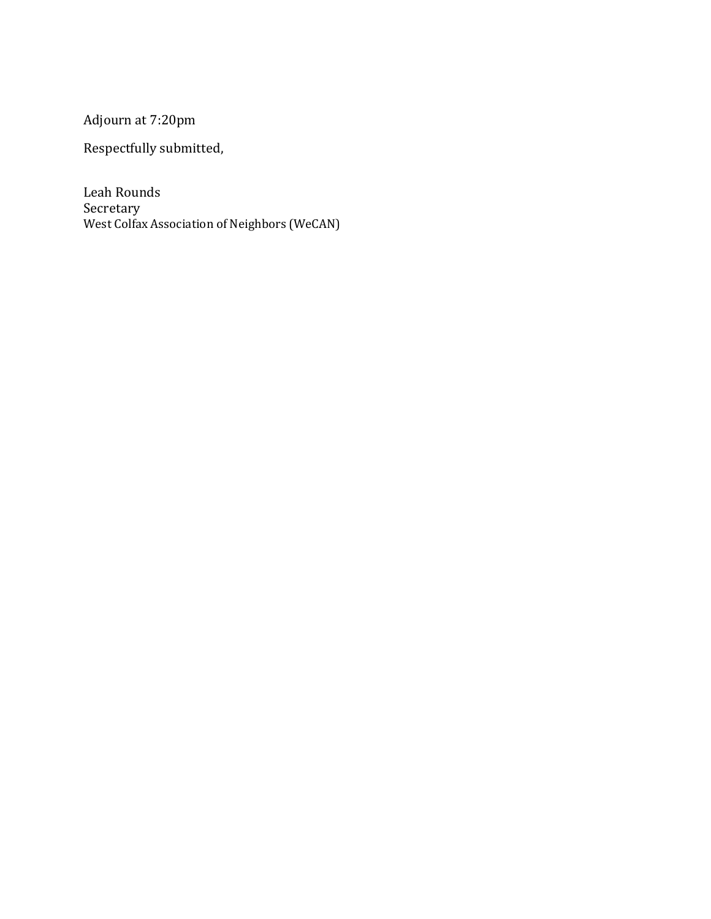Adjourn at 7:20pm

Respectfully submitted,

Leah Rounds
Secretary
West Colfax Association of Neighbors (WeCAN)